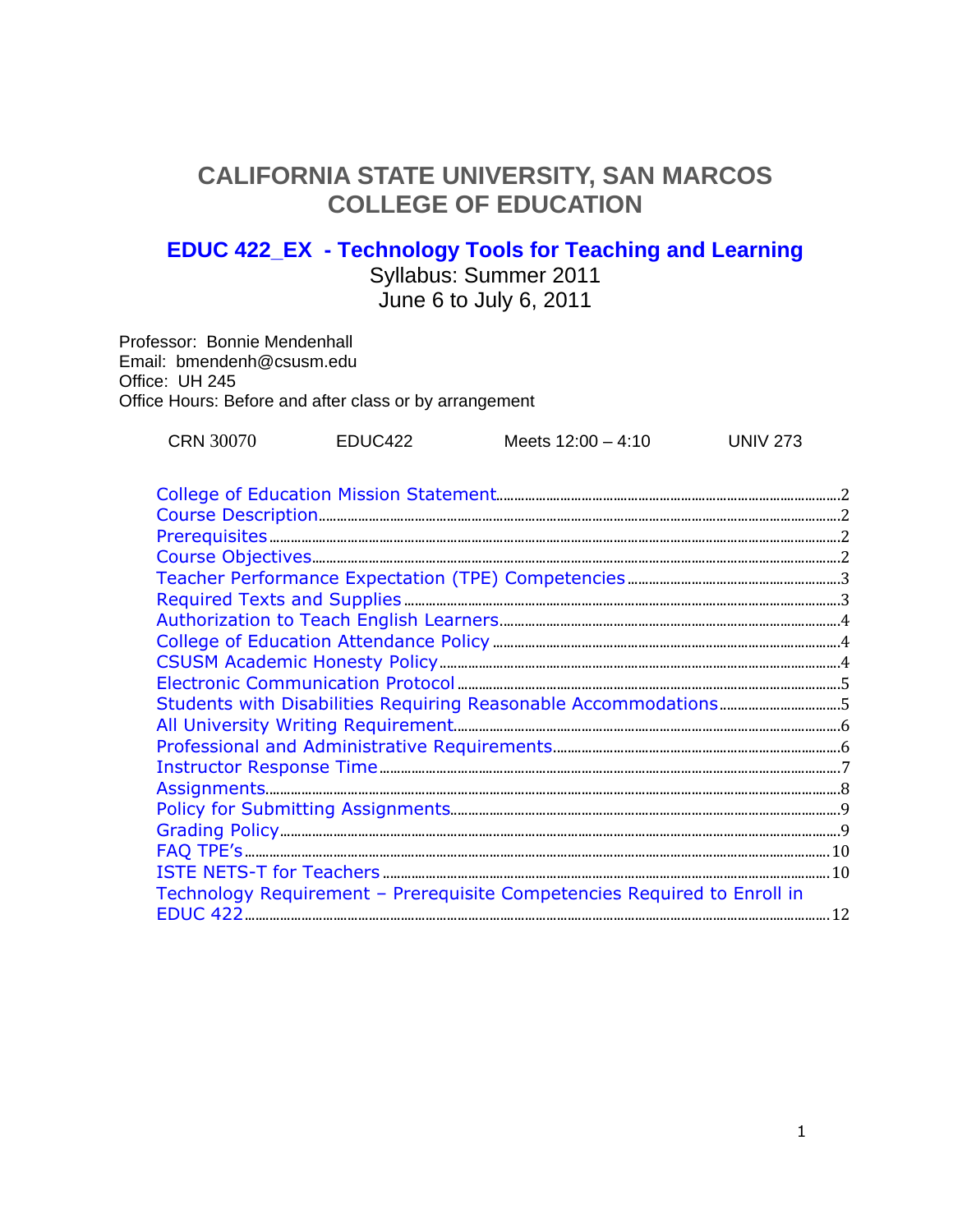# CALIFORNIA STATE UNIVERSITY, SAN MARCOS
# COLLEGE OF EDUCATION

## EDUC 422_EX - Technology Tools for Teaching and Learning

Syllabus: Summer 2011
June 6 to July 6, 2011

Professor: Bonnie Mendenhall
Email: bmendenh@csusm.edu
Office: UH 245
Office Hours: Before and after class or by arrangement

| CRN 30070 | EDUC422 | Meets 12:00 – 4:10 | UNIV 273 |
|---|---|---|---|

- College of Education Mission Statement ........ 2
- Course Description ........ 2
- Prerequisites ........ 2
- Course Objectives ........ 2
- Teacher Performance Expectation (TPE) Competencies ........ 3
- Required Texts and Supplies ........ 3
- Authorization to Teach English Learners ........ 4
- College of Education Attendance Policy ........ 4
- CSUSM Academic Honesty Policy ........ 4
- Electronic Communication Protocol ........ 5
- Students with Disabilities Requiring Reasonable Accommodations ........ 5
- All University Writing Requirement ........ 6
- Professional and Administrative Requirements ........ 6
- Instructor Response Time ........ 7
- Assignments ........ 8
- Policy for Submitting Assignments ........ 9
- Grading Policy ........ 9
- FAQ TPE's ........ 10
- ISTE NETS-T for Teachers ........ 10
- Technology Requirement – Prerequisite Competencies Required to Enroll in EDUC 422 ........ 12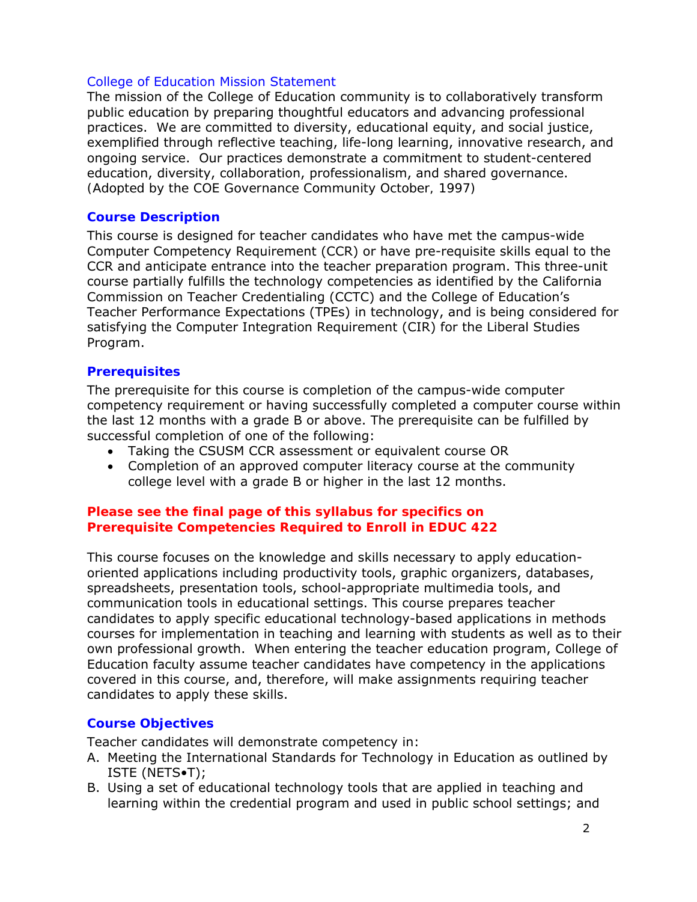## College of Education Mission Statement

The mission of the College of Education community is to collaboratively transform public education by preparing thoughtful educators and advancing professional practices. We are committed to diversity, educational equity, and social justice, exemplified through reflective teaching, life-long learning, innovative research, and ongoing service. Our practices demonstrate a commitment to student-centered education, diversity, collaboration, professionalism, and shared governance. (Adopted by the COE Governance Community October, 1997)

## Course Description

This course is designed for teacher candidates who have met the campus-wide Computer Competency Requirement (CCR) or have pre-requisite skills equal to the CCR and anticipate entrance into the teacher preparation program. This three-unit course partially fulfills the technology competencies as identified by the California Commission on Teacher Credentialing (CCTC) and the College of Education's Teacher Performance Expectations (TPEs) in technology, and is being considered for satisfying the Computer Integration Requirement (CIR) for the Liberal Studies Program.

## Prerequisites

The prerequisite for this course is completion of the campus-wide computer competency requirement or having successfully completed a computer course within the last 12 months with a grade B or above. The prerequisite can be fulfilled by successful completion of one of the following:

- Taking the CSUSM CCR assessment or equivalent course OR
- Completion of an approved computer literacy course at the community college level with a grade B or higher in the last 12 months.

**Please see the final page of this syllabus for specifics on Prerequisite Competencies Required to Enroll in EDUC 422**

This course focuses on the knowledge and skills necessary to apply education-oriented applications including productivity tools, graphic organizers, databases, spreadsheets, presentation tools, school-appropriate multimedia tools, and communication tools in educational settings. This course prepares teacher candidates to apply specific educational technology-based applications in methods courses for implementation in teaching and learning with students as well as to their own professional growth. When entering the teacher education program, College of Education faculty assume teacher candidates have competency in the applications covered in this course, and, therefore, will make assignments requiring teacher candidates to apply these skills.

## Course Objectives

Teacher candidates will demonstrate competency in:

A. Meeting the International Standards for Technology in Education as outlined by ISTE (NETS•T);
B. Using a set of educational technology tools that are applied in teaching and learning within the credential program and used in public school settings; and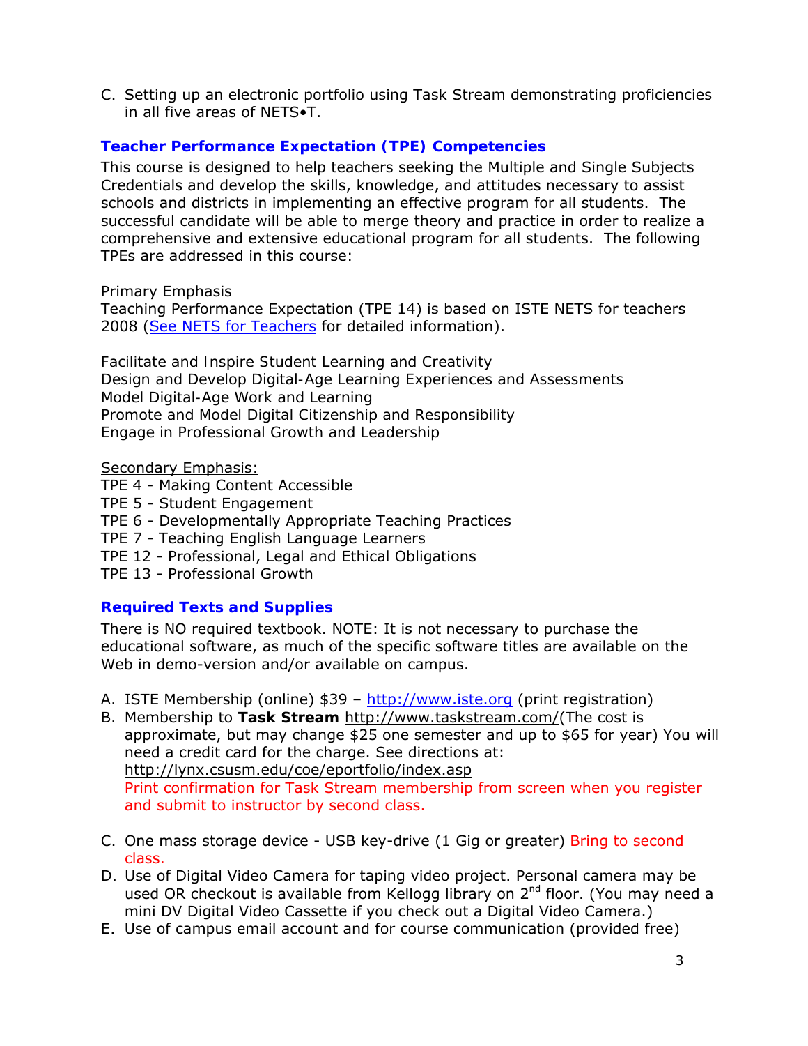C. Setting up an electronic portfolio using Task Stream demonstrating proficiencies in all five areas of NETS•T.

## Teacher Performance Expectation (TPE) Competencies

This course is designed to help teachers seeking the Multiple and Single Subjects Credentials and develop the skills, knowledge, and attitudes necessary to assist schools and districts in implementing an effective program for all students. The successful candidate will be able to merge theory and practice in order to realize a comprehensive and extensive educational program for all students. The following TPEs are addressed in this course:

Primary Emphasis

Teaching Performance Expectation (TPE 14) is based on ISTE NETS for teachers 2008 (See NETS for Teachers for detailed information).

Facilitate and Inspire Student Learning and Creativity
Design and Develop Digital-Age Learning Experiences and Assessments
Model Digital-Age Work and Learning
Promote and Model Digital Citizenship and Responsibility
Engage in Professional Growth and Leadership

Secondary Emphasis:

TPE 4 - Making Content Accessible
TPE 5 - Student Engagement
TPE 6 - Developmentally Appropriate Teaching Practices
TPE 7 - Teaching English Language Learners
TPE 12 - Professional, Legal and Ethical Obligations
TPE 13 - Professional Growth

## Required Texts and Supplies

There is NO required textbook. NOTE: It is not necessary to purchase the educational software, as much of the specific software titles are available on the Web in demo-version and/or available on campus.

A. ISTE Membership (online) $39 – http://www.iste.org (print registration)
B. Membership to **Task Stream** http://www.taskstream.com/(The cost is approximate, but may change $25 one semester and up to $65 for year) You will need a credit card for the charge. See directions at: http://lynx.csusm.edu/coe/eportfolio/index.asp
   Print confirmation for Task Stream membership from screen when you register and submit to instructor by second class.

C. One mass storage device - USB key-drive (1 Gig or greater) Bring to second class.
D. Use of Digital Video Camera for taping video project. Personal camera may be used OR checkout is available from Kellogg library on 2nd floor. (You may need a mini DV Digital Video Cassette if you check out a Digital Video Camera.)
E. Use of campus email account and for course communication (provided free)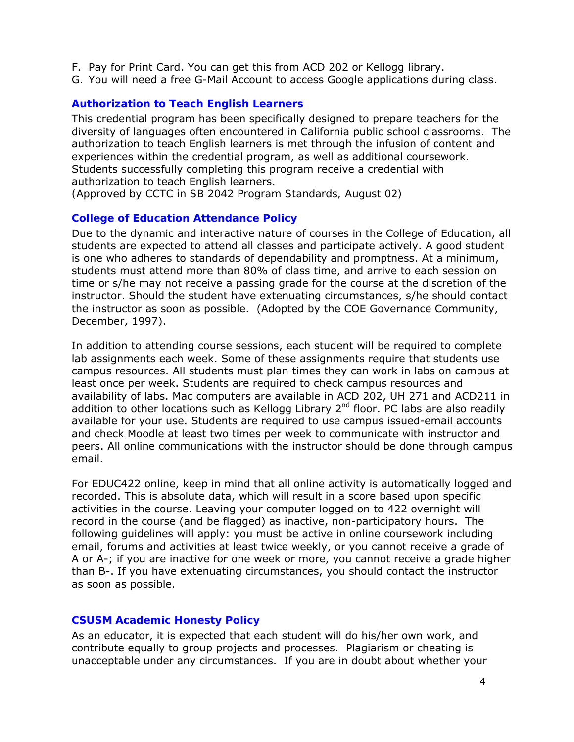F. Pay for Print Card. You can get this from ACD 202 or Kellogg library.
G. You will need a free G-Mail Account to access Google applications during class.

### Authorization to Teach English Learners

This credential program has been specifically designed to prepare teachers for the diversity of languages often encountered in California public school classrooms. The authorization to teach English learners is met through the infusion of content and experiences within the credential program, as well as additional coursework. Students successfully completing this program receive a credential with authorization to teach English learners.
(Approved by CCTC in SB 2042 Program Standards, August 02)

### College of Education Attendance Policy

Due to the dynamic and interactive nature of courses in the College of Education, all students are expected to attend all classes and participate actively. A good student is one who adheres to standards of dependability and promptness. At a minimum, students must attend more than 80% of class time, and arrive to each session on time or s/he may not receive a passing grade for the course at the discretion of the instructor. Should the student have extenuating circumstances, s/he should contact the instructor as soon as possible. (Adopted by the COE Governance Community, December, 1997).

In addition to attending course sessions, each student will be required to complete lab assignments each week. Some of these assignments require that students use campus resources. All students must plan times they can work in labs on campus at least once per week. Students are required to check campus resources and availability of labs. Mac computers are available in ACD 202, UH 271 and ACD211 in addition to other locations such as Kellogg Library 2nd floor. PC labs are also readily available for your use. Students are required to use campus issued-email accounts and check Moodle at least two times per week to communicate with instructor and peers. All online communications with the instructor should be done through campus email.

For EDUC422 online, keep in mind that all online activity is automatically logged and recorded. This is absolute data, which will result in a score based upon specific activities in the course. Leaving your computer logged on to 422 overnight will record in the course (and be flagged) as inactive, non-participatory hours. The following guidelines will apply: you must be active in online coursework including email, forums and activities at least twice weekly, or you cannot receive a grade of A or A-; if you are inactive for one week or more, you cannot receive a grade higher than B-. If you have extenuating circumstances, you should contact the instructor as soon as possible.

### CSUSM Academic Honesty Policy

As an educator, it is expected that each student will do his/her own work, and contribute equally to group projects and processes. Plagiarism or cheating is unacceptable under any circumstances. If you are in doubt about whether your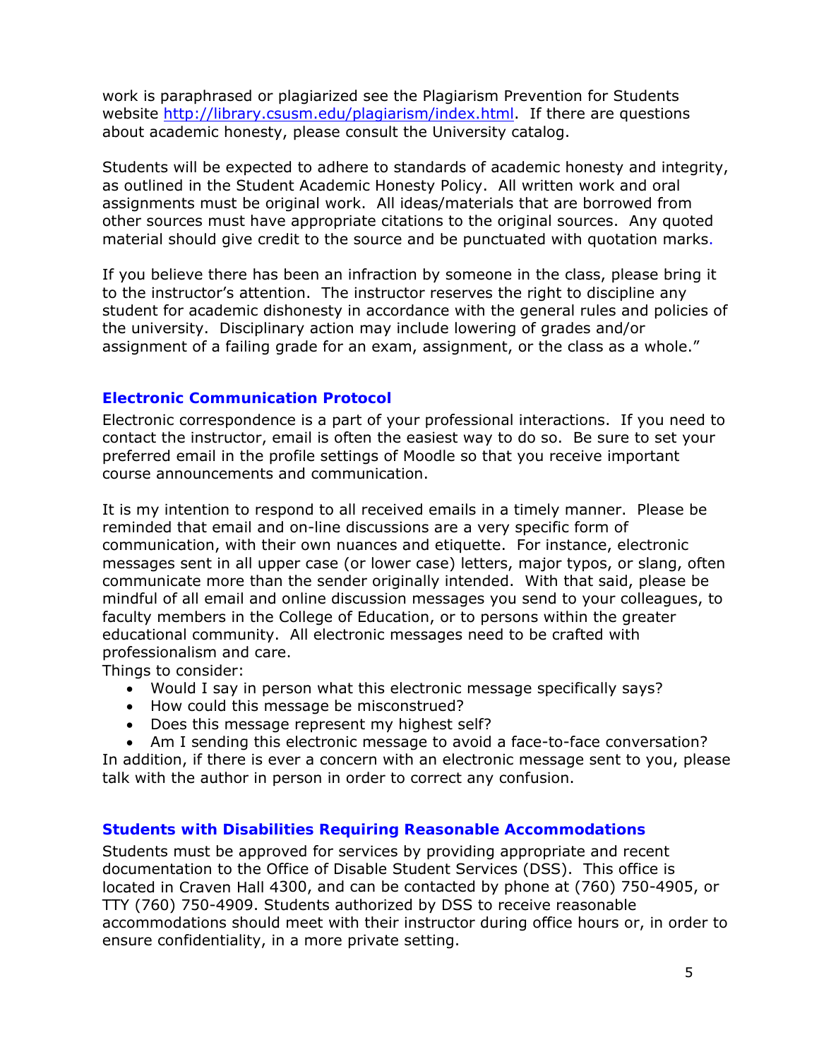work is paraphrased or plagiarized see the Plagiarism Prevention for Students website http://library.csusm.edu/plagiarism/index.html. If there are questions about academic honesty, please consult the University catalog.

Students will be expected to adhere to standards of academic honesty and integrity, as outlined in the Student Academic Honesty Policy. All written work and oral assignments must be original work. All ideas/materials that are borrowed from other sources must have appropriate citations to the original sources. Any quoted material should give credit to the source and be punctuated with quotation marks.

If you believe there has been an infraction by someone in the class, please bring it to the instructor's attention. The instructor reserves the right to discipline any student for academic dishonesty in accordance with the general rules and policies of the university. Disciplinary action may include lowering of grades and/or assignment of a failing grade for an exam, assignment, or the class as a whole."

### Electronic Communication Protocol

Electronic correspondence is a part of your professional interactions. If you need to contact the instructor, email is often the easiest way to do so. Be sure to set your preferred email in the profile settings of Moodle so that you receive important course announcements and communication.

It is my intention to respond to all received emails in a timely manner. Please be reminded that email and on-line discussions are a very specific form of communication, with their own nuances and etiquette. For instance, electronic messages sent in all upper case (or lower case) letters, major typos, or slang, often communicate more than the sender originally intended. With that said, please be mindful of all email and online discussion messages you send to your colleagues, to faculty members in the College of Education, or to persons within the greater educational community. All electronic messages need to be crafted with professionalism and care.

Things to consider:

- Would I say in person what this electronic message specifically says?
- How could this message be misconstrued?
- Does this message represent my highest self?
- Am I sending this electronic message to avoid a face-to-face conversation?

In addition, if there is ever a concern with an electronic message sent to you, please talk with the author in person in order to correct any confusion.

### Students with Disabilities Requiring Reasonable Accommodations

Students must be approved for services by providing appropriate and recent documentation to the Office of Disable Student Services (DSS). This office is located in Craven Hall 4300, and can be contacted by phone at (760) 750-4905, or TTY (760) 750-4909. Students authorized by DSS to receive reasonable accommodations should meet with their instructor during office hours or, in order to ensure confidentiality, in a more private setting.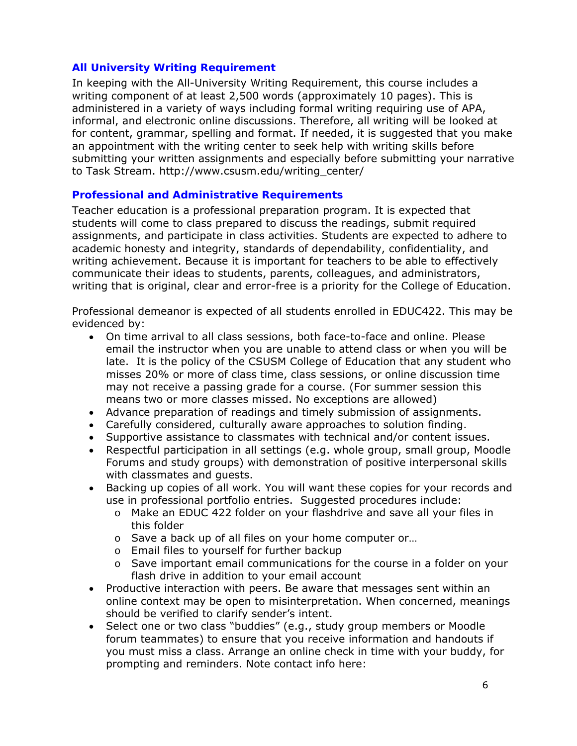### All University Writing Requirement

In keeping with the All-University Writing Requirement, this course includes a writing component of at least 2,500 words (approximately 10 pages). This is administered in a variety of ways including formal writing requiring use of APA, informal, and electronic online discussions. Therefore, all writing will be looked at for content, grammar, spelling and format. If needed, it is suggested that you make an appointment with the writing center to seek help with writing skills before submitting your written assignments and especially before submitting your narrative to Task Stream. http://www.csusm.edu/writing_center/

### Professional and Administrative Requirements

Teacher education is a professional preparation program. It is expected that students will come to class prepared to discuss the readings, submit required assignments, and participate in class activities. Students are expected to adhere to academic honesty and integrity, standards of dependability, confidentiality, and writing achievement. Because it is important for teachers to be able to effectively communicate their ideas to students, parents, colleagues, and administrators, writing that is original, clear and error-free is a priority for the College of Education.

Professional demeanor is expected of all students enrolled in EDUC422. This may be evidenced by:

- On time arrival to all class sessions, both face-to-face and online. Please email the instructor when you are unable to attend class or when you will be late. It is the policy of the CSUSM College of Education that any student who misses 20% or more of class time, class sessions, or online discussion time may not receive a passing grade for a course. (For summer session this means two or more classes missed. No exceptions are allowed)
- Advance preparation of readings and timely submission of assignments.
- Carefully considered, culturally aware approaches to solution finding.
- Supportive assistance to classmates with technical and/or content issues.
- Respectful participation in all settings (e.g. whole group, small group, Moodle Forums and study groups) with demonstration of positive interpersonal skills with classmates and guests.
- Backing up copies of all work. You will want these copies for your records and use in professional portfolio entries. Suggested procedures include:
  - Make an EDUC 422 folder on your flashdrive and save all your files in this folder
  - Save a back up of all files on your home computer or…
  - Email files to yourself for further backup
  - Save important email communications for the course in a folder on your flash drive in addition to your email account
- Productive interaction with peers. Be aware that messages sent within an online context may be open to misinterpretation. When concerned, meanings should be verified to clarify sender's intent.
- Select one or two class "buddies" (e.g., study group members or Moodle forum teammates) to ensure that you receive information and handouts if you must miss a class. Arrange an online check in time with your buddy, for prompting and reminders. Note contact info here: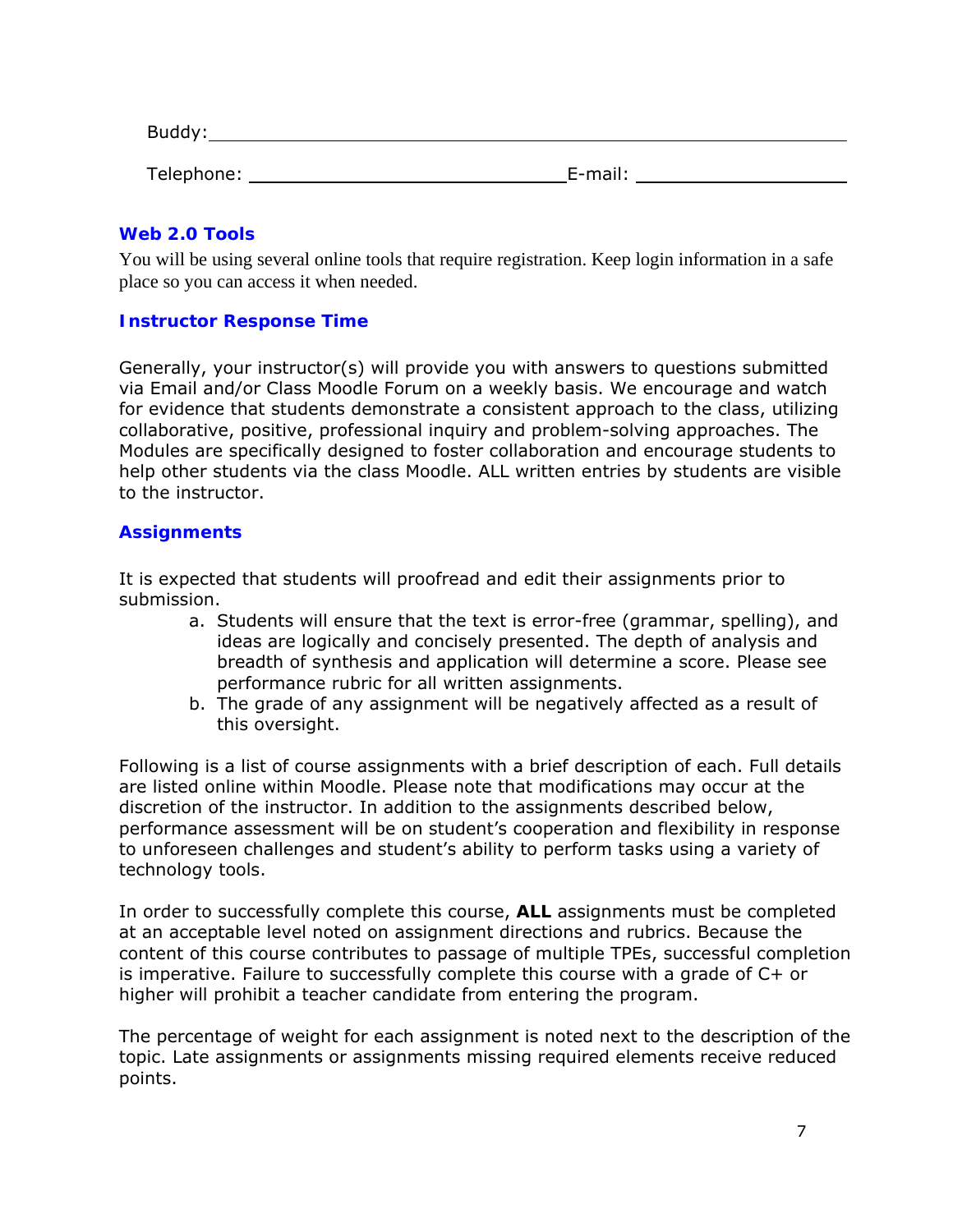Buddy: ____________________________________________________________

Telephone: ______________________________ E-mail: ____________________

### Web 2.0 Tools

You will be using several online tools that require registration. Keep login information in a safe place so you can access it when needed.

### Instructor Response Time

Generally, your instructor(s) will provide you with answers to questions submitted via Email and/or Class Moodle Forum on a weekly basis. We encourage and watch for evidence that students demonstrate a consistent approach to the class, utilizing collaborative, positive, professional inquiry and problem-solving approaches. The Modules are specifically designed to foster collaboration and encourage students to help other students via the class Moodle. ALL written entries by students are visible to the instructor.

### Assignments

It is expected that students will proofread and edit their assignments prior to submission.

a. Students will ensure that the text is error-free (grammar, spelling), and ideas are logically and concisely presented. The depth of analysis and breadth of synthesis and application will determine a score. Please see performance rubric for all written assignments.
b. The grade of any assignment will be negatively affected as a result of this oversight.

Following is a list of course assignments with a brief description of each. Full details are listed online within Moodle. Please note that modifications may occur at the discretion of the instructor. In addition to the assignments described below, performance assessment will be on student's cooperation and flexibility in response to unforeseen challenges and student's ability to perform tasks using a variety of technology tools.

In order to successfully complete this course, **ALL** assignments must be completed at an acceptable level noted on assignment directions and rubrics. Because the content of this course contributes to passage of multiple TPEs, successful completion is imperative. Failure to successfully complete this course with a grade of C+ or higher will prohibit a teacher candidate from entering the program.

The percentage of weight for each assignment is noted next to the description of the topic. Late assignments or assignments missing required elements receive reduced points.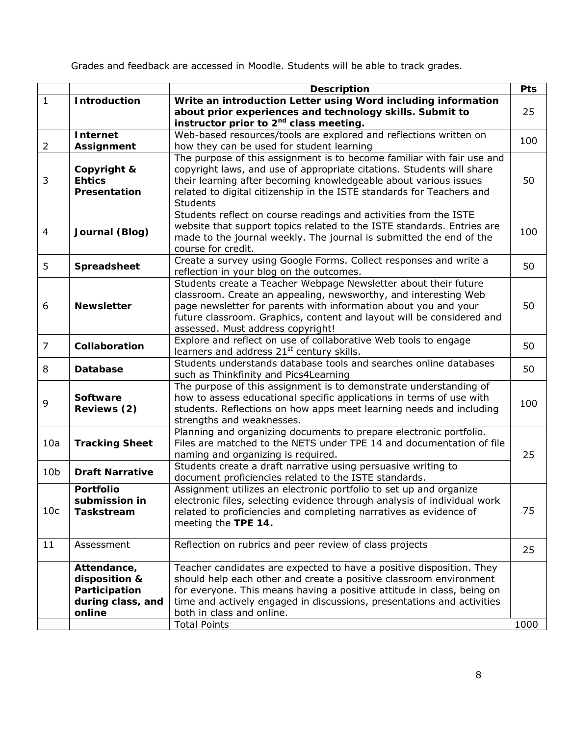Grades and feedback are accessed in Moodle. Students will be able to track grades.

| | | Description | Pts |
|---|---|---|---|
| 1 | **Introduction** | **Write an introduction Letter using Word including information about prior experiences and technology skills. Submit to instructor prior to 2nd class meeting.** | 25 |
| 2 | **Internet Assignment** | Web-based resources/tools are explored and reflections written on how they can be used for student learning | 100 |
| 3 | **Copyright & Ehtics Presentation** | The purpose of this assignment is to become familiar with fair use and copyright laws, and use of appropriate citations. Students will share their learning after becoming knowledgeable about various issues related to digital citizenship in the ISTE standards for Teachers and Students | 50 |
| 4 | **Journal (Blog)** | Students reflect on course readings and activities from the ISTE website that support topics related to the ISTE standards. Entries are made to the journal weekly. The journal is submitted the end of the course for credit. | 100 |
| 5 | **Spreadsheet** | Create a survey using Google Forms. Collect responses and write a reflection in your blog on the outcomes. | 50 |
| 6 | **Newsletter** | Students create a Teacher Webpage Newsletter about their future classroom. Create an appealing, newsworthy, and interesting Web page newsletter for parents with information about you and your future classroom. Graphics, content and layout will be considered and assessed. Must address copyright! | 50 |
| 7 | **Collaboration** | Explore and reflect on use of collaborative Web tools to engage learners and address 21st century skills. | 50 |
| 8 | **Database** | Students understands database tools and searches online databases such as Thinkfinity and Pics4Learning | 50 |
| 9 | **Software Reviews (2)** | The purpose of this assignment is to demonstrate understanding of how to assess educational specific applications in terms of use with students. Reflections on how apps meet learning needs and including strengths and weaknesses. | 100 |
| 10a | **Tracking Sheet** | Planning and organizing documents to prepare electronic portfolio. Files are matched to the NETS under TPE 14 and documentation of file naming and organizing is required. | 25 |
| 10b | **Draft Narrative** | Students create a draft narrative using persuasive writing to document proficiencies related to the ISTE standards. | |
| 10c | **Portfolio submission in Taskstream** | Assignment utilizes an electronic portfolio to set up and organize electronic files, selecting evidence through analysis of individual work related to proficiencies and completing narratives as evidence of meeting the **TPE 14.** | 75 |
| 11 | Assessment | Reflection on rubrics and peer review of class projects | 25 |
| | **Attendance, disposition & Participation during class, and online** | Teacher candidates are expected to have a positive disposition. They should help each other and create a positive classroom environment for everyone. This means having a positive attitude in class, being on time and actively engaged in discussions, presentations and activities both in class and online. | |
| | | Total Points | 1000 |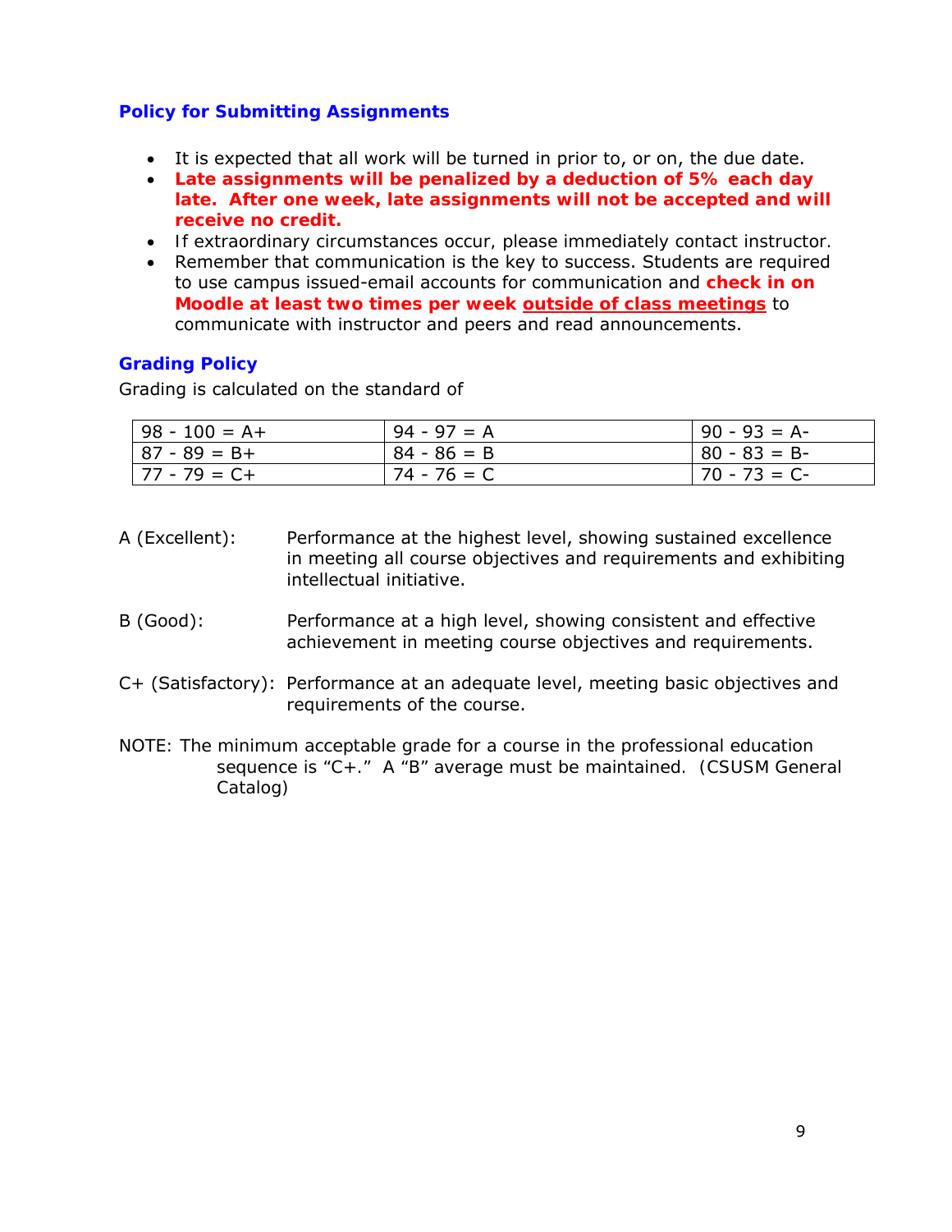## Policy for Submitting Assignments

- It is expected that all work will be turned in prior to, or on, the due date.
- **Late assignments will be penalized by a deduction of 5% each day late. After one week, late assignments will not be accepted and will receive no credit.**
- If extraordinary circumstances occur, please immediately contact instructor.
- Remember that communication is the key to success. Students are required to use campus issued-email accounts for communication and **check in on Moodle at least two times per week <u>outside of class meetings</u>** to communicate with instructor and peers and read announcements.

## Grading Policy

Grading is calculated on the standard of

| | | |
|---|---|---|
| 98 - 100 = A+ | 94 - 97 = A | 90 - 93 = A- |
| 87 - 89 = B+ | 84 - 86 = B | 80 - 83 = B- |
| 77 - 79 = C+ | 74 - 76 = C | 70 - 73 = C- |

A (Excellent): Performance at the highest level, showing sustained excellence in meeting all course objectives and requirements and exhibiting intellectual initiative.

B (Good): Performance at a high level, showing consistent and effective achievement in meeting course objectives and requirements.

C+ (Satisfactory): Performance at an adequate level, meeting basic objectives and requirements of the course.

NOTE: The minimum acceptable grade for a course in the professional education sequence is "C+." A "B" average must be maintained. (CSUSM General Catalog)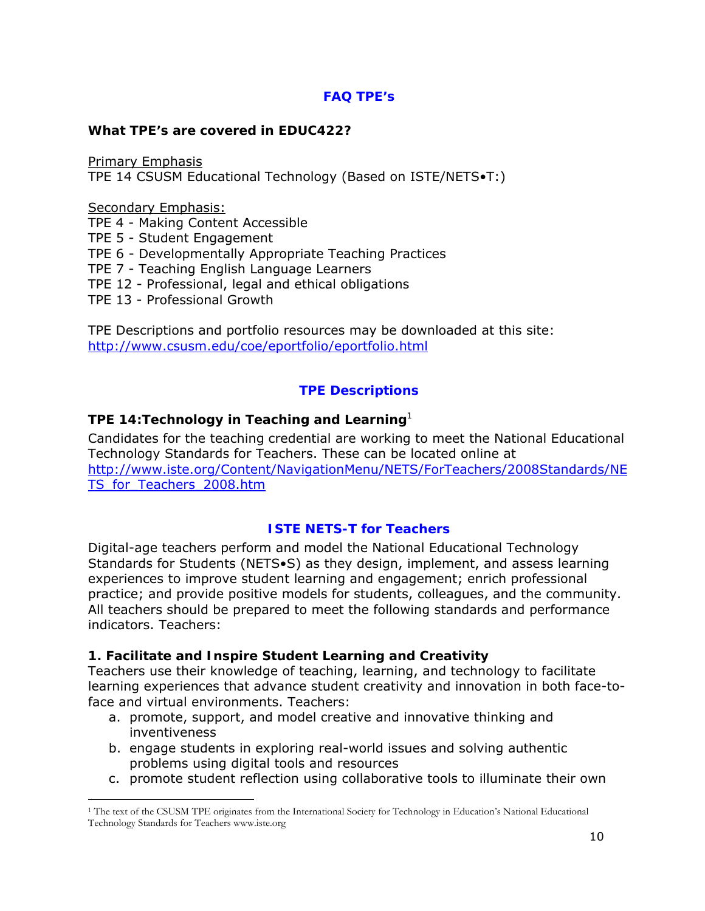## FAQ TPE's

**What TPE's are covered in EDUC422?**

Primary Emphasis
TPE 14 CSUSM Educational Technology (Based on ISTE/NETS•T:)

Secondary Emphasis:
TPE 4 - Making Content Accessible
TPE 5 - Student Engagement
TPE 6 - Developmentally Appropriate Teaching Practices
TPE 7 - Teaching English Language Learners
TPE 12 - Professional, legal and ethical obligations
TPE 13 - Professional Growth

TPE Descriptions and portfolio resources may be downloaded at this site:
http://www.csusm.edu/coe/eportfolio/eportfolio.html

## TPE Descriptions

### TPE 14:Technology in Teaching and Learning[1]

Candidates for the teaching credential are working to meet the National Educational Technology Standards for Teachers. These can be located online at
http://www.iste.org/Content/NavigationMenu/NETS/ForTeachers/2008Standards/NETS_for_Teachers_2008.htm

## ISTE NETS-T for Teachers

Digital-age teachers perform and model the National Educational Technology Standards for Students (NETS•S) as they design, implement, and assess learning experiences to improve student learning and engagement; enrich professional practice; and provide positive models for students, colleagues, and the community. All teachers should be prepared to meet the following standards and performance indicators. Teachers:

**1. Facilitate and Inspire Student Learning and Creativity**
Teachers use their knowledge of teaching, learning, and technology to facilitate learning experiences that advance student creativity and innovation in both face-to-face and virtual environments. Teachers:

a. promote, support, and model creative and innovative thinking and inventiveness
b. engage students in exploring real-world issues and solving authentic problems using digital tools and resources
c. promote student reflection using collaborative tools to illuminate their own

[1] The text of the CSUSM TPE originates from the International Society for Technology in Education's National Educational Technology Standards for Teachers www.iste.org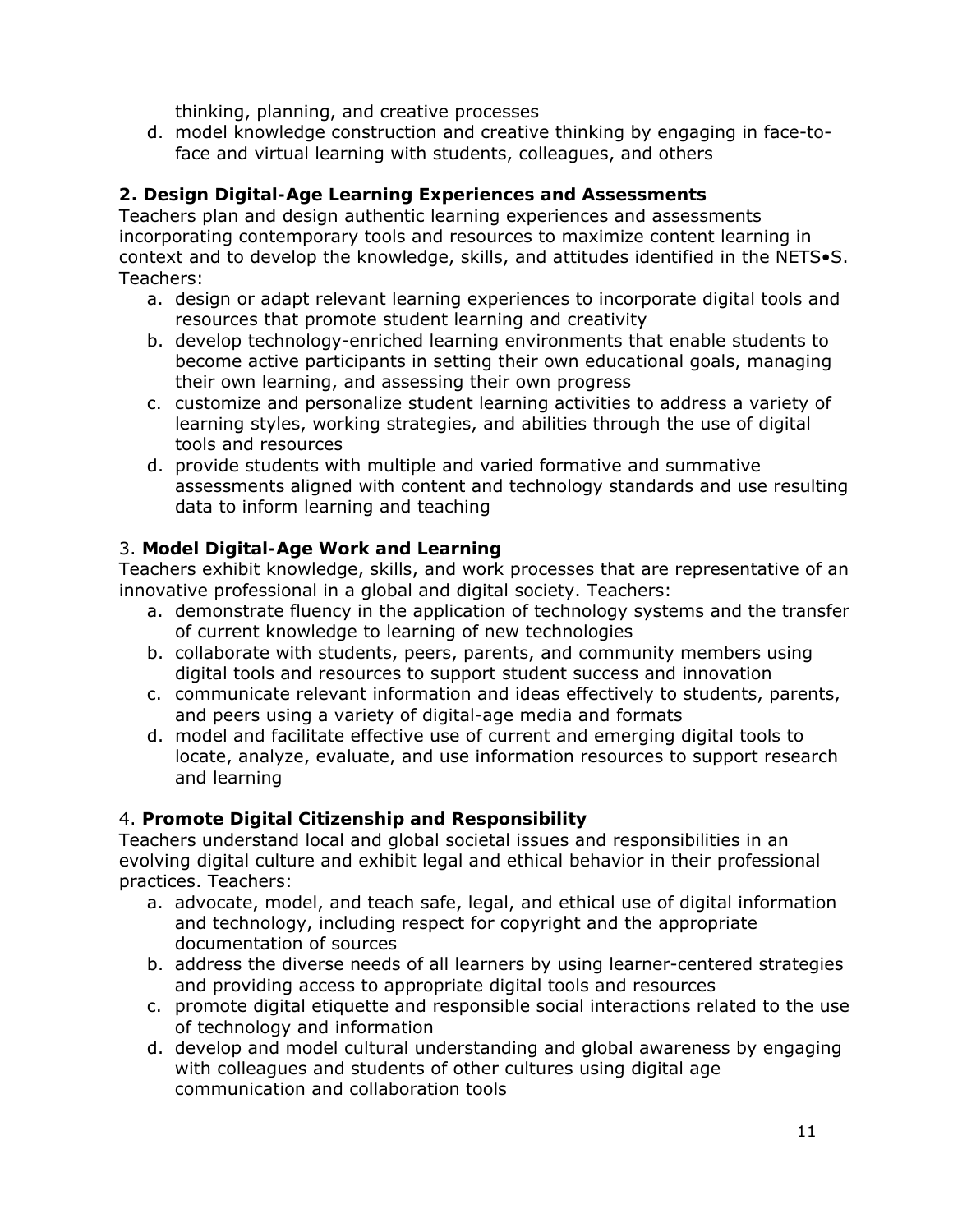thinking, planning, and creative processes

d. model knowledge construction and creative thinking by engaging in face-to-face and virtual learning with students, colleagues, and others

**2. Design Digital-Age Learning Experiences and Assessments**
Teachers plan and design authentic learning experiences and assessments incorporating contemporary tools and resources to maximize content learning in context and to develop the knowledge, skills, and attitudes identified in the NETS•S. Teachers:

a. design or adapt relevant learning experiences to incorporate digital tools and resources that promote student learning and creativity
b. develop technology-enriched learning environments that enable students to become active participants in setting their own educational goals, managing their own learning, and assessing their own progress
c. customize and personalize student learning activities to address a variety of learning styles, working strategies, and abilities through the use of digital tools and resources
d. provide students with multiple and varied formative and summative assessments aligned with content and technology standards and use resulting data to inform learning and teaching

3. **Model Digital-Age Work and Learning**
Teachers exhibit knowledge, skills, and work processes that are representative of an innovative professional in a global and digital society. Teachers:

a. demonstrate fluency in the application of technology systems and the transfer of current knowledge to learning of new technologies
b. collaborate with students, peers, parents, and community members using digital tools and resources to support student success and innovation
c. communicate relevant information and ideas effectively to students, parents, and peers using a variety of digital-age media and formats
d. model and facilitate effective use of current and emerging digital tools to locate, analyze, evaluate, and use information resources to support research and learning

4. **Promote Digital Citizenship and Responsibility**
Teachers understand local and global societal issues and responsibilities in an evolving digital culture and exhibit legal and ethical behavior in their professional practices. Teachers:

a. advocate, model, and teach safe, legal, and ethical use of digital information and technology, including respect for copyright and the appropriate documentation of sources
b. address the diverse needs of all learners by using learner-centered strategies and providing access to appropriate digital tools and resources
c. promote digital etiquette and responsible social interactions related to the use of technology and information
d. develop and model cultural understanding and global awareness by engaging with colleagues and students of other cultures using digital age communication and collaboration tools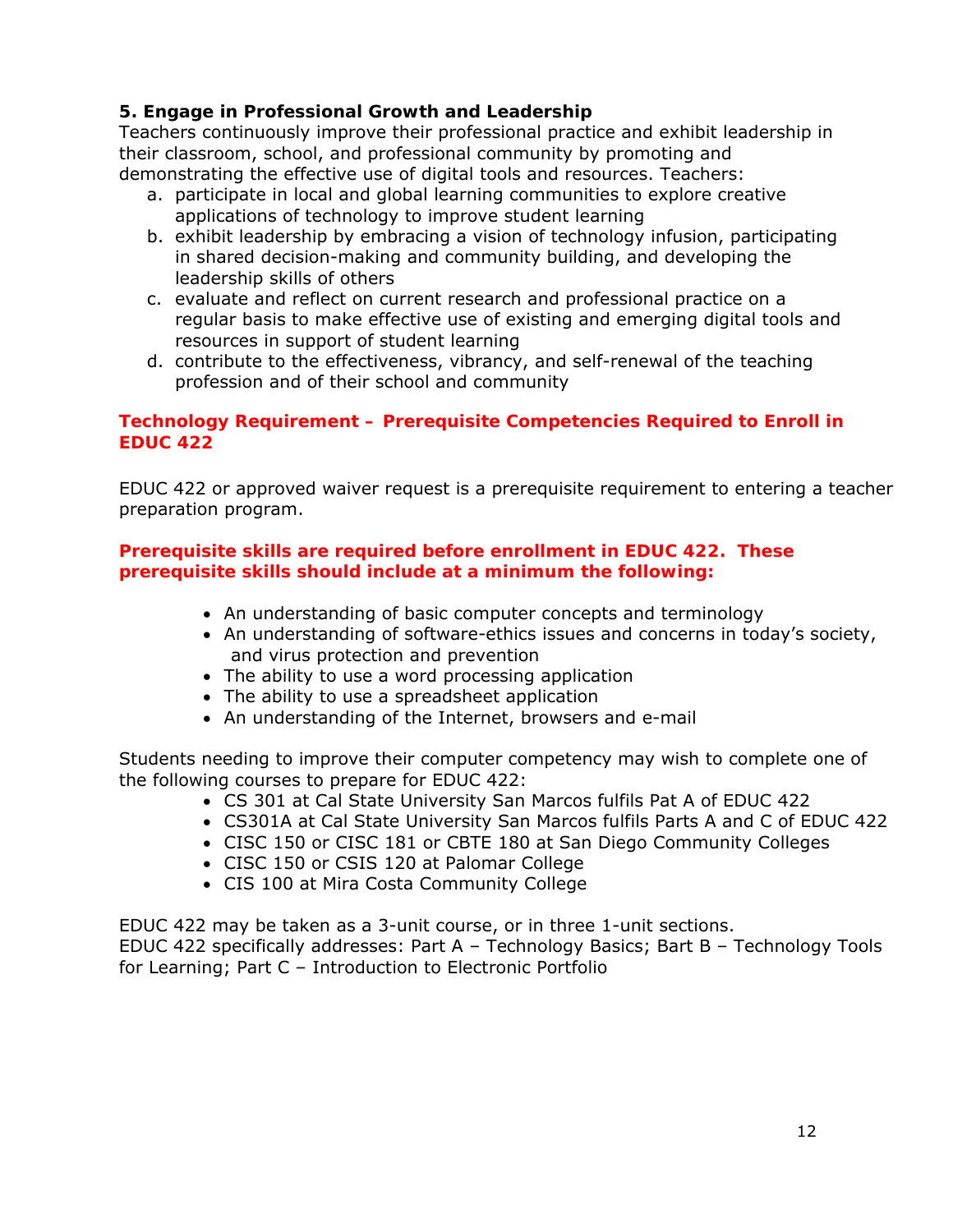**5. Engage in Professional Growth and Leadership**

Teachers continuously improve their professional practice and exhibit leadership in their classroom, school, and professional community by promoting and demonstrating the effective use of digital tools and resources. Teachers:

a. participate in local and global learning communities to explore creative applications of technology to improve student learning
b. exhibit leadership by embracing a vision of technology infusion, participating in shared decision-making and community building, and developing the leadership skills of others
c. evaluate and reflect on current research and professional practice on a regular basis to make effective use of existing and emerging digital tools and resources in support of student learning
d. contribute to the effectiveness, vibrancy, and self-renewal of the teaching profession and of their school and community

**Technology Requirement – Prerequisite Competencies Required to Enroll in EDUC 422**

EDUC 422 or approved waiver request is a prerequisite requirement to entering a teacher preparation program.

**Prerequisite skills are required before enrollment in EDUC 422. These prerequisite skills should include at a minimum the following:**

- An understanding of basic computer concepts and terminology
- An understanding of software-ethics issues and concerns in today's society, and virus protection and prevention
- The ability to use a word processing application
- The ability to use a spreadsheet application
- An understanding of the Internet, browsers and e-mail

Students needing to improve their computer competency may wish to complete one of the following courses to prepare for EDUC 422:

- CS 301 at Cal State University San Marcos fulfils Pat A of EDUC 422
- CS301A at Cal State University San Marcos fulfils Parts A and C of EDUC 422
- CISC 150 or CISC 181 or CBTE 180 at San Diego Community Colleges
- CISC 150 or CSIS 120 at Palomar College
- CIS 100 at Mira Costa Community College

EDUC 422 may be taken as a 3-unit course, or in three 1-unit sections.
EDUC 422 specifically addresses: Part A – Technology Basics; Bart B – Technology Tools for Learning; Part C – Introduction to Electronic Portfolio